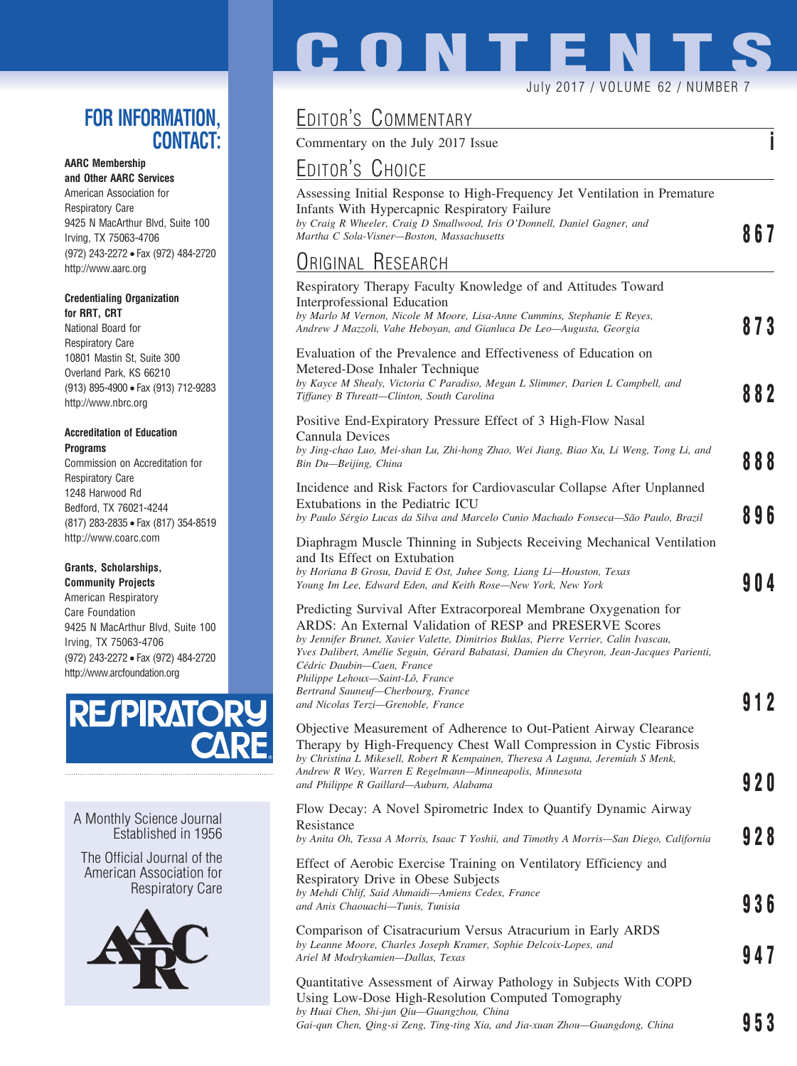# CONTENTS

July 2017 / VOLUME 62 / NUMBER 7

## Editor's Commentary

Commentary on the July 2017 Issue — i

## Editor's Choice

Assessing Initial Response to High-Frequency Jet Ventilation in Premature Infants With Hypercapnic Respiratory Failure
*by Craig R Wheeler, Craig D Smallwood, Iris O'Donnell, Daniel Gagner, and Martha C Sola-Visner—Boston, Massachusetts* — 867

## Original Research

Respiratory Therapy Faculty Knowledge of and Attitudes Toward Interprofessional Education
*by Marlo M Vernon, Nicole M Moore, Lisa-Anne Cummins, Stephanie E Reyes, Andrew J Mazzoli, Vahe Heboyan, and Gianluca De Leo—Augusta, Georgia* — 873

Evaluation of the Prevalence and Effectiveness of Education on Metered-Dose Inhaler Technique
*by Kayce M Shealy, Victoria C Paradiso, Megan L Slimmer, Darien L Campbell, and Tiffaney B Threatt—Clinton, South Carolina* — 882

Positive End-Expiratory Pressure Effect of 3 High-Flow Nasal Cannula Devices
*by Jing-chao Luo, Mei-shan Lu, Zhi-hong Zhao, Wei Jiang, Biao Xu, Li Weng, Tong Li, and Bin Du—Beijing, China* — 888

Incidence and Risk Factors for Cardiovascular Collapse After Unplanned Extubations in the Pediatric ICU
*by Paulo Sérgio Lucas da Silva and Marcelo Cunio Machado Fonseca—São Paulo, Brazil* — 896

Diaphragm Muscle Thinning in Subjects Receiving Mechanical Ventilation and Its Effect on Extubation
*by Horiana B Grosu, David E Ost, Juhee Song, Liang Li—Houston, Texas*
*Young Im Lee, Edward Eden, and Keith Rose—New York, New York* — 904

Predicting Survival After Extracorporeal Membrane Oxygenation for ARDS: An External Validation of RESP and PRESERVE Scores
*by Jennifer Brunet, Xavier Valette, Dimitrios Buklas, Pierre Verrier, Calin Ivascau, Yves Dalibert, Amélie Seguin, Gérard Babatasi, Damien du Cheyron, Jean-Jacques Parienti, Cédric Daubin—Caen, France*
*Philippe Lehoux—Saint-Lô, France*
*Bertrand Sauneuf—Cherbourg, France*
*and Nicolas Terzi—Grenoble, France* — 912

Objective Measurement of Adherence to Out-Patient Airway Clearance Therapy by High-Frequency Chest Wall Compression in Cystic Fibrosis
*by Christina L Mikesell, Robert R Kempainen, Theresa A Laguna, Jeremiah S Menk, Andrew R Wey, Warren E Regelmann—Minneapolis, Minnesota*
*and Philippe R Gaillard—Auburn, Alabama* — 920

Flow Decay: A Novel Spirometric Index to Quantify Dynamic Airway Resistance
*by Anita Oh, Tessa A Morris, Isaac T Yoshii, and Timothy A Morris—San Diego, California* — 928

Effect of Aerobic Exercise Training on Ventilatory Efficiency and Respiratory Drive in Obese Subjects
*by Mehdi Chlif, Said Ahmaidi—Amiens Cedex, France*
*and Anis Chaouachi—Tunis, Tunisia* — 936

Comparison of Cisatracurium Versus Atracurium in Early ARDS
*by Leanne Moore, Charles Joseph Kramer, Sophie Delcoix-Lopes, and Ariel M Modrykamien—Dallas, Texas* — 947

Quantitative Assessment of Airway Pathology in Subjects With COPD Using Low-Dose High-Resolution Computed Tomography
*by Huai Chen, Shi-jun Qiu—Guangzhou, China*
*Gai-qun Chen, Qing-si Zeng, Ting-ting Xia, and Jia-xuan Zhou—Guangdong, China* — 953

---

## FOR INFORMATION, CONTACT:

**AARC Membership and Other AARC Services**
American Association for Respiratory Care
9425 N MacArthur Blvd, Suite 100
Irving, TX 75063-4706
(972) 243-2272 • Fax (972) 484-2720
http://www.aarc.org

**Credentialing Organization for RRT, CRT**
National Board for Respiratory Care
10801 Mastin St, Suite 300
Overland Park, KS 66210
(913) 895-4900 • Fax (913) 712-9283
http://www.nbrc.org

**Accreditation of Education Programs**
Commission on Accreditation for Respiratory Care
1248 Harwood Rd
Bedford, TX 76021-4244
(817) 283-2835 • Fax (817) 354-8519
http://www.coarc.com

**Grants, Scholarships, Community Projects**
American Respiratory Care Foundation
9425 N MacArthur Blvd, Suite 100
Irving, TX 75063-4706
(972) 243-2272 • Fax (972) 484-2720
http://www.arcfoundation.org

RESPIRATORY CARE

A Monthly Science Journal Established in 1956

The Official Journal of the American Association for Respiratory Care

AARC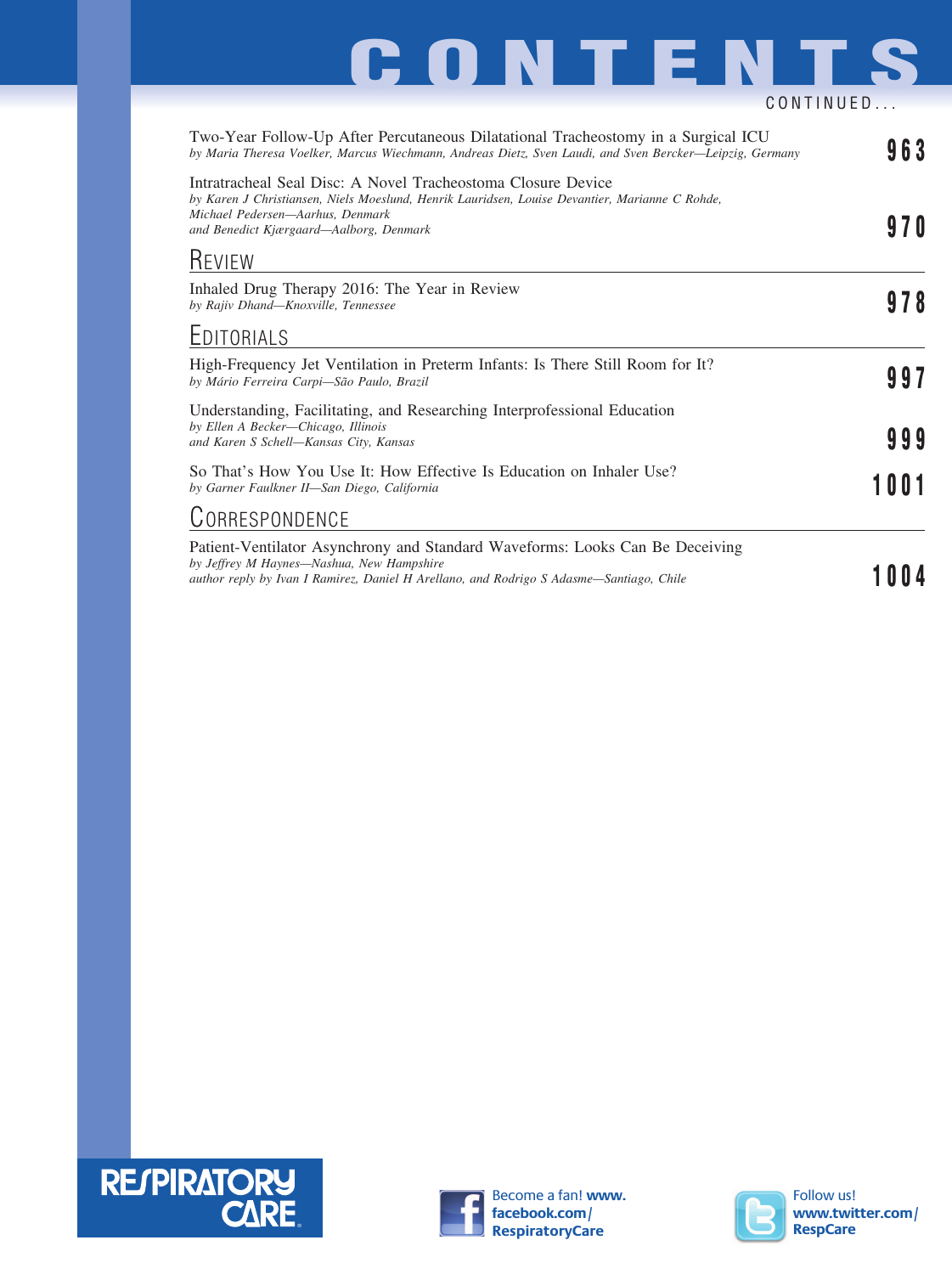# CONTENTS

CONTINUED...

Two-Year Follow-Up After Percutaneous Dilatational Tracheostomy in a Surgical ICU
*by Maria Theresa Voelker, Marcus Wiechmann, Andreas Dietz, Sven Laudi, and Sven Bercker—Leipzig, Germany* **963**

Intratracheal Seal Disc: A Novel Tracheostoma Closure Device
*by Karen J Christiansen, Niels Moeslund, Henrik Lauridsen, Louise Devantier, Marianne C Rohde, Michael Pedersen—Aarhus, Denmark*
*and Benedict Kjærgaard—Aalborg, Denmark* **970**

## Review

Inhaled Drug Therapy 2016: The Year in Review
*by Rajiv Dhand—Knoxville, Tennessee* **978**

## Editorials

High-Frequency Jet Ventilation in Preterm Infants: Is There Still Room for It?
*by Mário Ferreira Carpi—São Paulo, Brazil* **997**

Understanding, Facilitating, and Researching Interprofessional Education
*by Ellen A Becker—Chicago, Illinois*
*and Karen S Schell—Kansas City, Kansas* **999**

So That's How You Use It: How Effective Is Education on Inhaler Use?
*by Garner Faulkner II—San Diego, California* **1001**

## Correspondence

Patient-Ventilator Asynchrony and Standard Waveforms: Looks Can Be Deceiving
*by Jeffrey M Haynes—Nashua, New Hampshire*
*author reply by Ivan I Ramirez, Daniel H Arellano, and Rodrigo S Adasme—Santiago, Chile* **1004**

RESPIRATORY CARE

Become a fan! www.facebook.com/RespiratoryCare

Follow us! www.twitter.com/RespCare